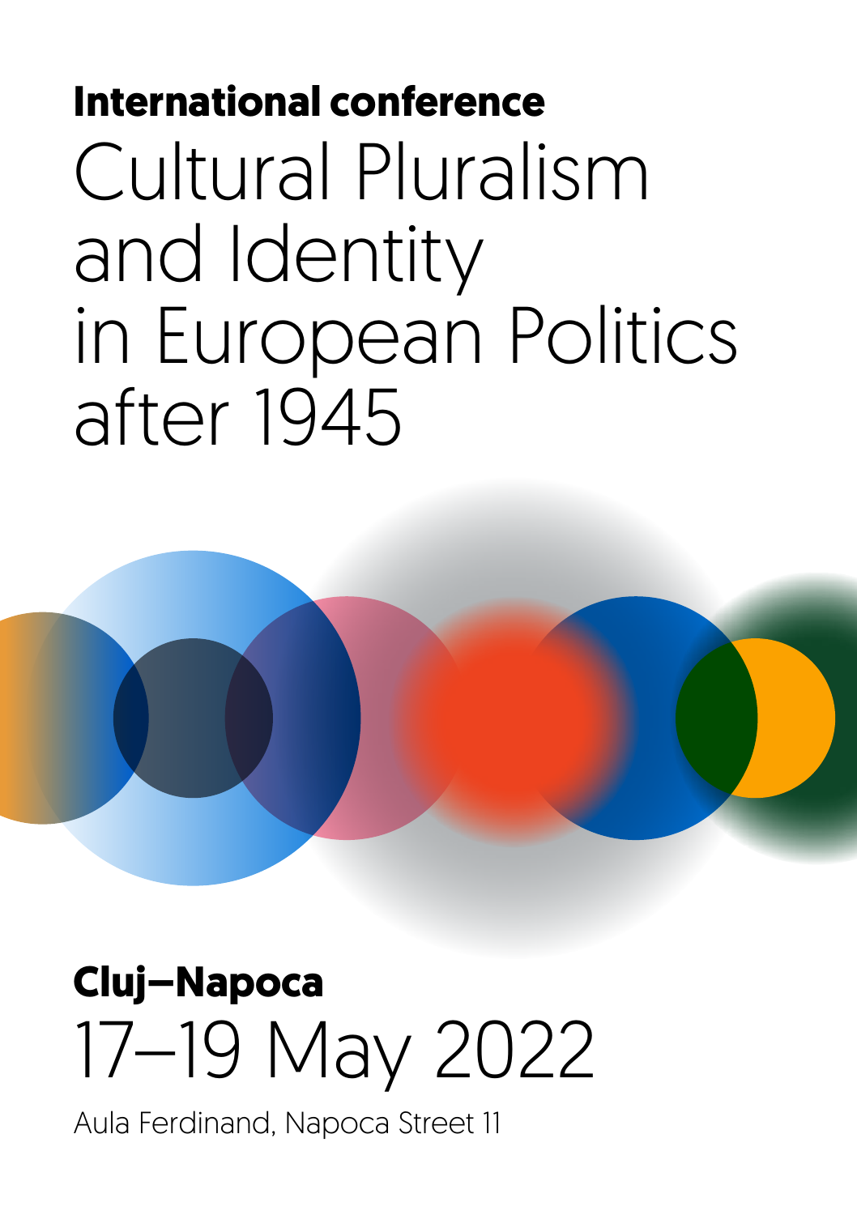**International conference**

# Cultural Pluralism and Identity in European Politics after 1945

**Cluj–Napoca**

## 17–19 May 2022

Aula Ferdinand, Napoca Street 11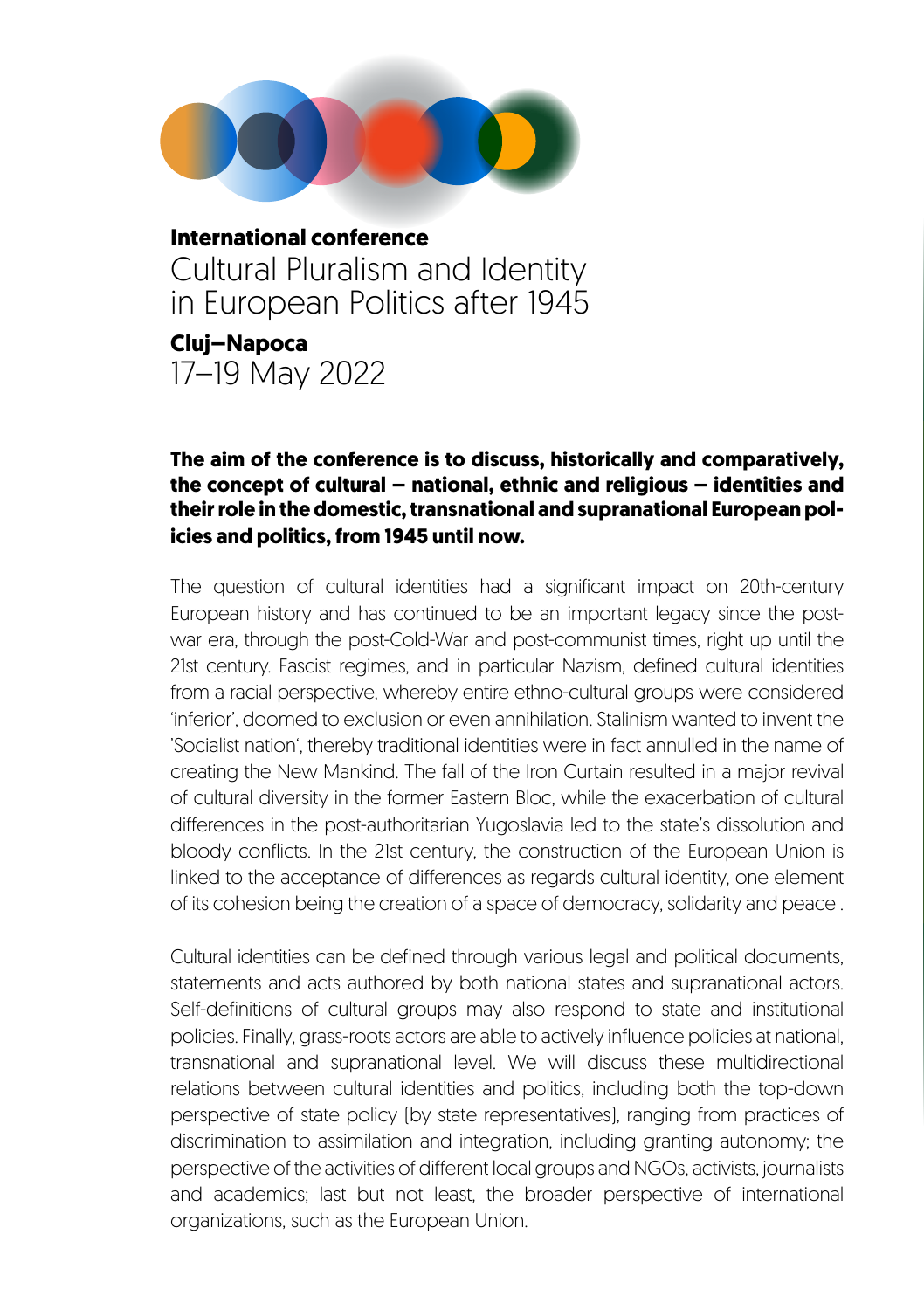**International conference**

# Cultural Pluralism and Identity in European Politics after 1945

**Cluj–Napoca**

17–19 May 2022

**The aim of the conference is to discuss, historically and comparatively, the concept of cultural – national, ethnic and religious – identities and their role in the domestic, transnational and supranational European policies and politics, from 1945 until now.**

The question of cultural identities had a significant impact on 20th-century European history and has continued to be an important legacy since the post-war era, through the post-Cold-War and post-communist times, right up until the 21st century. Fascist regimes, and in particular Nazism, defined cultural identities from a racial perspective, whereby entire ethno-cultural groups were considered 'inferior', doomed to exclusion or even annihilation. Stalinism wanted to invent the 'Socialist nation', thereby traditional identities were in fact annulled in the name of creating the New Mankind. The fall of the Iron Curtain resulted in a major revival of cultural diversity in the former Eastern Bloc, while the exacerbation of cultural differences in the post-authoritarian Yugoslavia led to the state's dissolution and bloody conflicts. In the 21st century, the construction of the European Union is linked to the acceptance of differences as regards cultural identity, one element of its cohesion being the creation of a space of democracy, solidarity and peace .

Cultural identities can be defined through various legal and political documents, statements and acts authored by both national states and supranational actors. Self-definitions of cultural groups may also respond to state and institutional policies. Finally, grass-roots actors are able to actively influence policies at national, transnational and supranational level. We will discuss these multidirectional relations between cultural identities and politics, including both the top-down perspective of state policy (by state representatives), ranging from practices of discrimination to assimilation and integration, including granting autonomy; the perspective of the activities of different local groups and NGOs, activists, journalists and academics; last but not least, the broader perspective of international organizations, such as the European Union.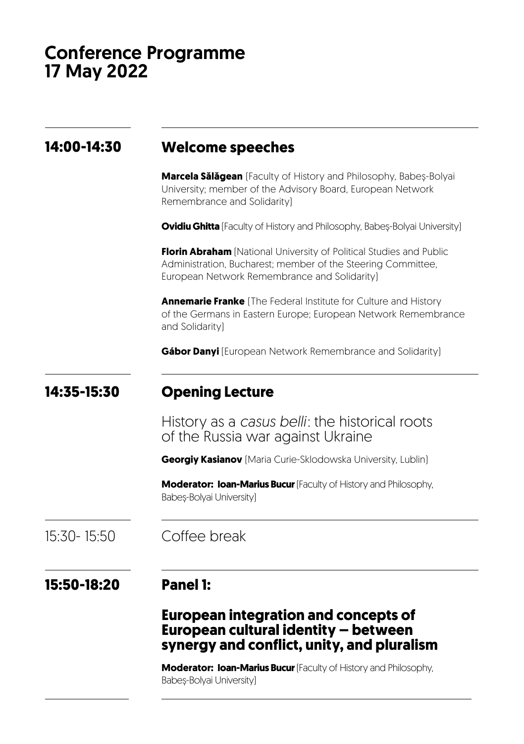# Conference Programme
# 17 May 2022

## 14:00-14:30 Welcome speeches

**Marcela Sălăgean** [Faculty of History and Philosophy, Babeș-Bolyai University; member of the Advisory Board, European Network Remembrance and Solidarity]

**Ovidiu Ghitta** [Faculty of History and Philosophy, Babeș-Bolyai University]

**Florin Abraham** [National University of Political Studies and Public Administration, Bucharest; member of the Steering Committee, European Network Remembrance and Solidarity]

**Annemarie Franke** [The Federal Institute for Culture and History of the Germans in Eastern Europe; European Network Remembrance and Solidarity]

**Gábor Danyi** [European Network Remembrance and Solidarity]

## 14:35-15:30 Opening Lecture

History as a *casus belli*: the historical roots of the Russia war against Ukraine

**Georgiy Kasianov** [Maria Curie-Sklodowska University, Lublin]

**Moderator: Ioan-Marius Bucur** [Faculty of History and Philosophy, Babeș-Bolyai University]

15:30- 15:50 Coffee break

## 15:50-18:20 Panel 1:

## European integration and concepts of European cultural identity – between synergy and conflict, unity, and pluralism

**Moderator: Ioan-Marius Bucur** [Faculty of History and Philosophy, Babeș-Bolyai University]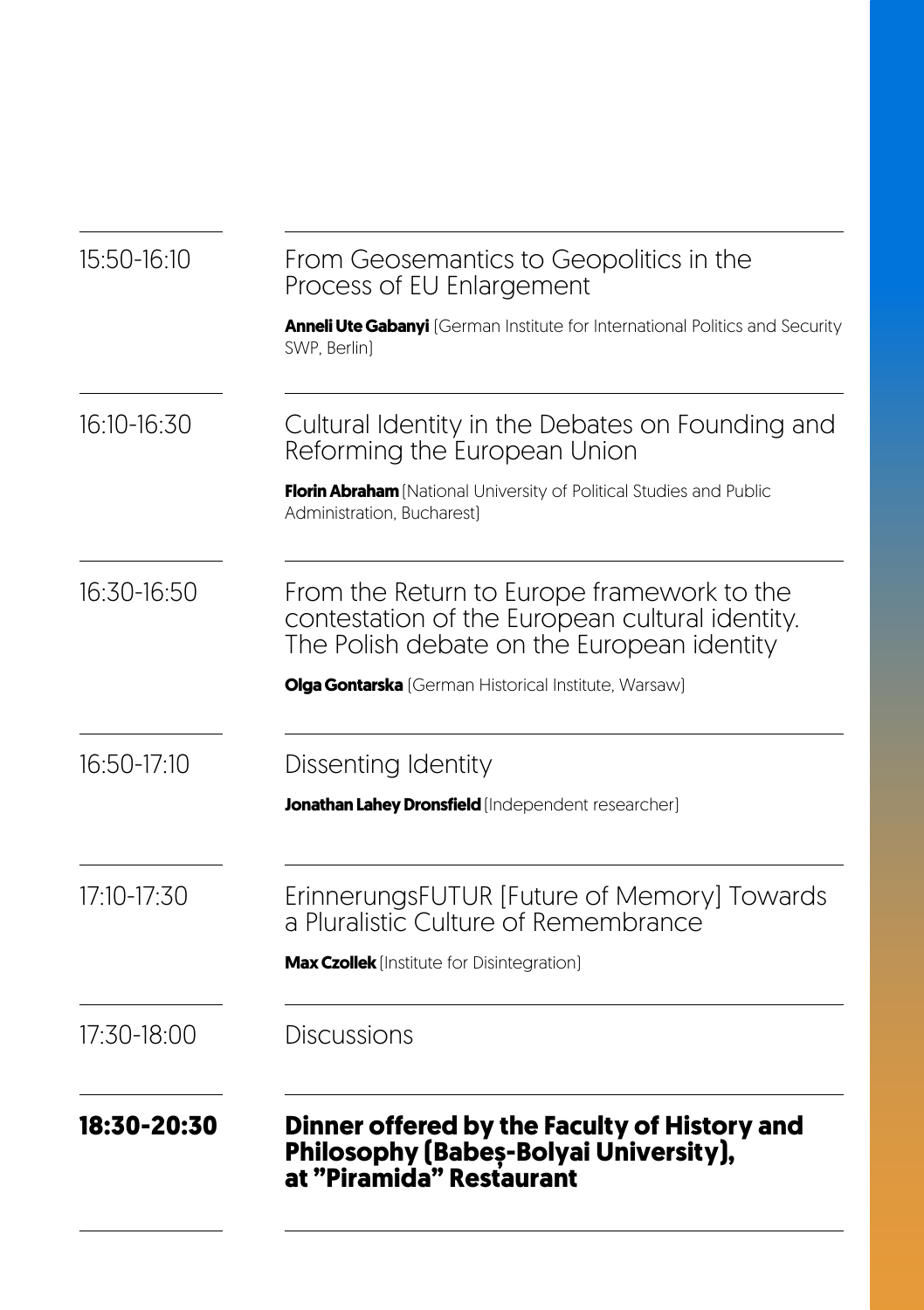15:50-16:10

From Geosemantics to Geopolitics in the Process of EU Enlargement

**Anneli Ute Gabanyi** [German Institute for International Politics and Security SWP, Berlin]

16:10-16:30

Cultural Identity in the Debates on Founding and Reforming the European Union

**Florin Abraham** [National University of Political Studies and Public Administration, Bucharest]

16:30-16:50

From the Return to Europe framework to the contestation of the European cultural identity. The Polish debate on the European identity

**Olga Gontarska** [German Historical Institute, Warsaw]

16:50-17:10

Dissenting Identity

**Jonathan Lahey Dronsfield** [Independent researcher]

17:10-17:30

ErinnerungsFUTUR [Future of Memory] Towards a Pluralistic Culture of Remembrance

**Max Czollek** [Institute for Disintegration]

17:30-18:00

Discussions

**18:30-20:30**

**Dinner offered by the Faculty of History and Philosophy (Babeș-Bolyai University), at "Piramida" Restaurant**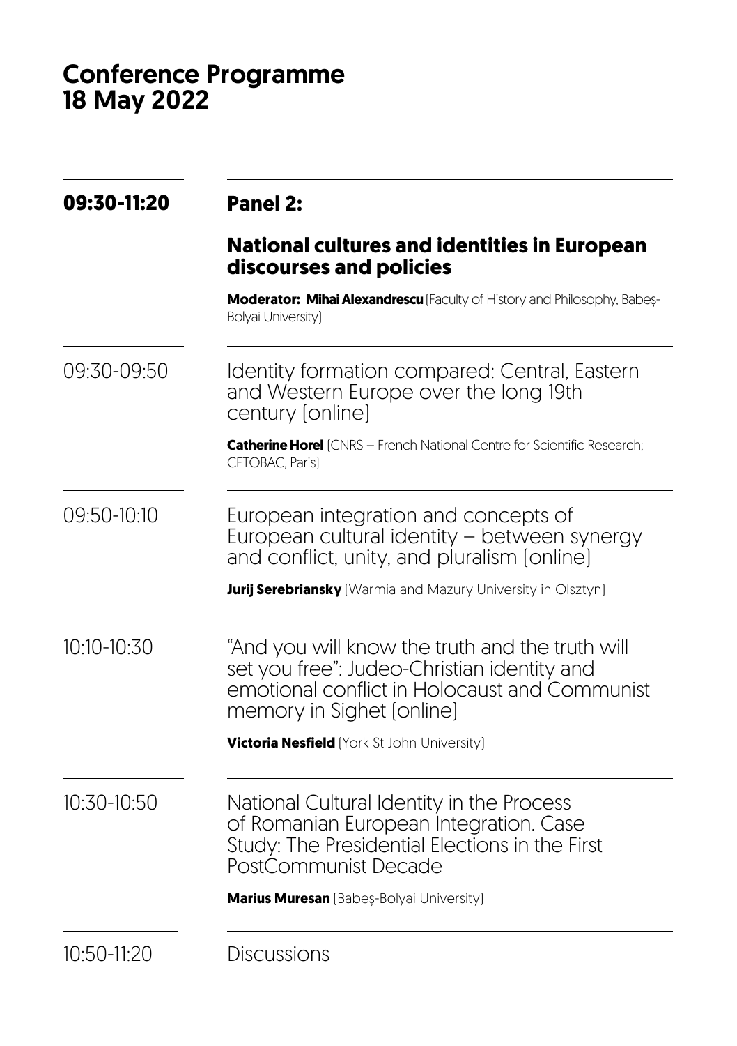# Conference Programme
# 18 May 2022

| | |
|---|---|
| **09:30-11:20** | **Panel 2:**<br><br>**National cultures and identities in European discourses and policies**<br><br>**Moderator: Mihai Alexandrescu** (Faculty of History and Philosophy, Babeș-Bolyai University) |
| 09:30-09:50 | Identity formation compared: Central, Eastern and Western Europe over the long 19th century (online)<br><br>**Catherine Horel** (CNRS – French National Centre for Scientific Research; CETOBAC, Paris) |
| 09:50-10:10 | European integration and concepts of European cultural identity – between synergy and conflict, unity, and pluralism (online)<br><br>**Jurij Serebriansky** (Warmia and Mazury University in Olsztyn) |
| 10:10-10:30 | "And you will know the truth and the truth will set you free": Judeo-Christian identity and emotional conflict in Holocaust and Communist memory in Sighet (online)<br><br>**Victoria Nesfield** (York St John University) |
| 10:30-10:50 | National Cultural Identity in the Process of Romanian European Integration. Case Study: The Presidential Elections in the First PostCommunist Decade<br><br>**Marius Muresan** (Babeș-Bolyai University) |
| 10:50-11:20 | Discussions |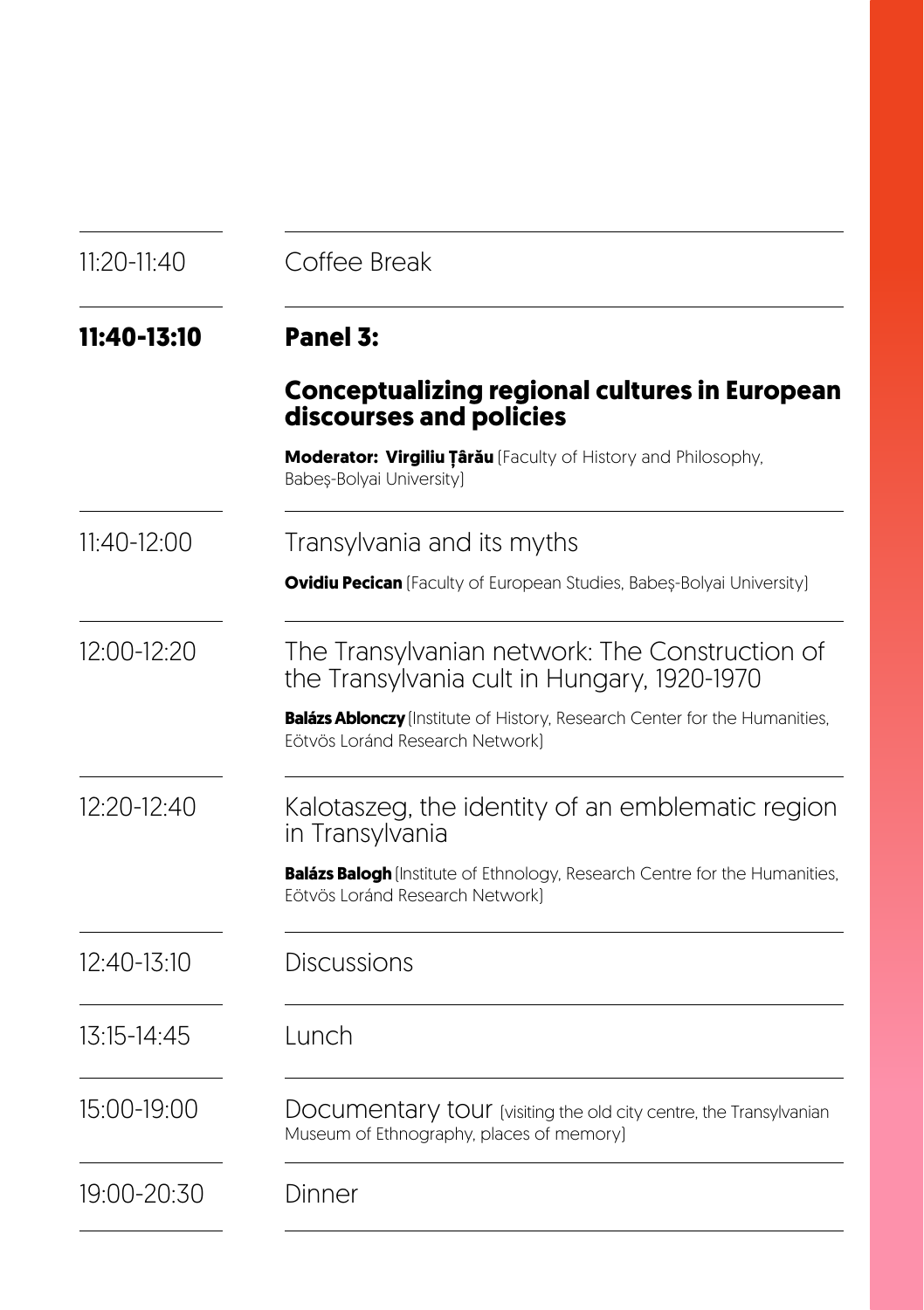| | |
|---|---|
| 11:20-11:40 | Coffee Break |
| **11:40-13:10** | **Panel 3:** |
| | **Conceptualizing regional cultures in European discourses and policies** |
| | **Moderator: Virgiliu Țârău** (Faculty of History and Philosophy, Babeș-Bolyai University) |
| 11:40-12:00 | Transylvania and its myths |
| | **Ovidiu Pecican** (Faculty of European Studies, Babeș-Bolyai University) |
| 12:00-12:20 | The Transylvanian network: The Construction of the Transylvania cult in Hungary, 1920-1970 |
| | **Balázs Ablonczy** (Institute of History, Research Center for the Humanities, Eötvös Loránd Research Network) |
| 12:20-12:40 | Kalotaszeg, the identity of an emblematic region in Transylvania |
| | **Balázs Balogh** (Institute of Ethnology, Research Centre for the Humanities, Eötvös Loránd Research Network) |
| 12:40-13:10 | Discussions |
| 13:15-14:45 | Lunch |
| 15:00-19:00 | Documentary tour (visiting the old city centre, the Transylvanian Museum of Ethnography, places of memory) |
| 19:00-20:30 | Dinner |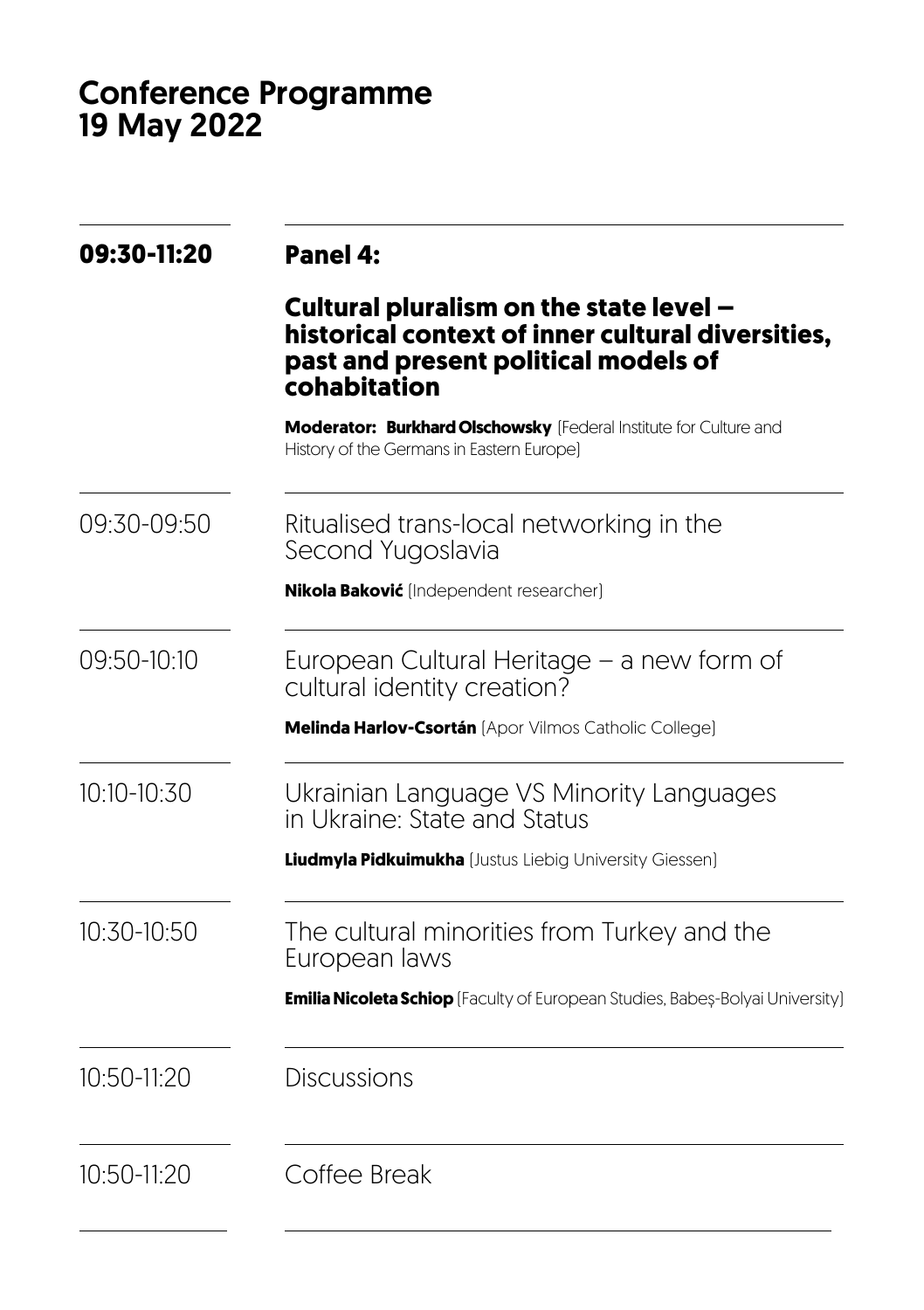# Conference Programme
# 19 May 2022

| | |
|---|---|
| **09:30-11:20** | **Panel 4:**<br><br>**Cultural pluralism on the state level – historical context of inner cultural diversities, past and present political models of cohabitation**<br><br>**Moderator: Burkhard Olschowsky** (Federal Institute for Culture and History of the Germans in Eastern Europe) |
| 09:30-09:50 | Ritualised trans-local networking in the Second Yugoslavia<br><br>**Nikola Baković** (Independent researcher) |
| 09:50-10:10 | European Cultural Heritage – a new form of cultural identity creation?<br><br>**Melinda Harlov-Csortán** (Apor Vilmos Catholic College) |
| 10:10-10:30 | Ukrainian Language VS Minority Languages in Ukraine: State and Status<br><br>**Liudmyla Pidkuimukha** (Justus Liebig University Giessen) |
| 10:30-10:50 | The cultural minorities from Turkey and the European laws<br><br>**Emilia Nicoleta Schiop** (Faculty of European Studies, Babeş-Bolyai University) |
| 10:50-11:20 | Discussions |
| 10:50-11:20 | Coffee Break |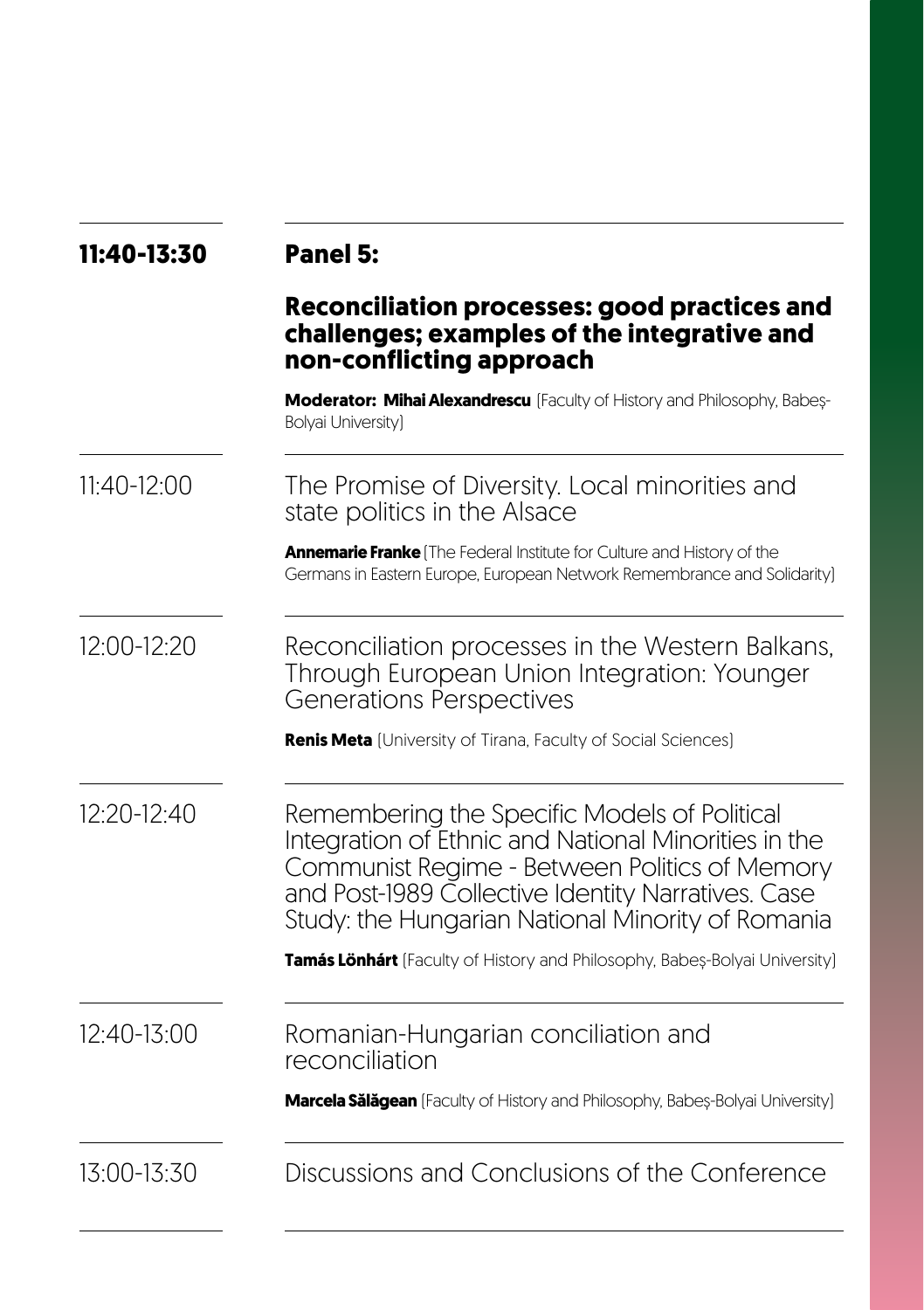**11:40-13:30** **Panel 5:**

## Reconciliation processes: good practices and challenges; examples of the integrative and non-conflicting approach

**Moderator: Mihai Alexandrescu** (Faculty of History and Philosophy, Babeș-Bolyai University)

---

11:40-12:00 The Promise of Diversity. Local minorities and state politics in the Alsace

**Annemarie Franke** (The Federal Institute for Culture and History of the Germans in Eastern Europe, European Network Remembrance and Solidarity)

---

12:00-12:20 Reconciliation processes in the Western Balkans, Through European Union Integration: Younger Generations Perspectives

**Renis Meta** (University of Tirana, Faculty of Social Sciences)

---

12:20-12:40 Remembering the Specific Models of Political Integration of Ethnic and National Minorities in the Communist Regime - Between Politics of Memory and Post-1989 Collective Identity Narratives. Case Study: the Hungarian National Minority of Romania

**Tamás Lönhárt** (Faculty of History and Philosophy, Babeș-Bolyai University)

---

12:40-13:00 Romanian-Hungarian conciliation and reconciliation

**Marcela Sălăgean** (Faculty of History and Philosophy, Babeș-Bolyai University)

---

13:00-13:30 Discussions and Conclusions of the Conference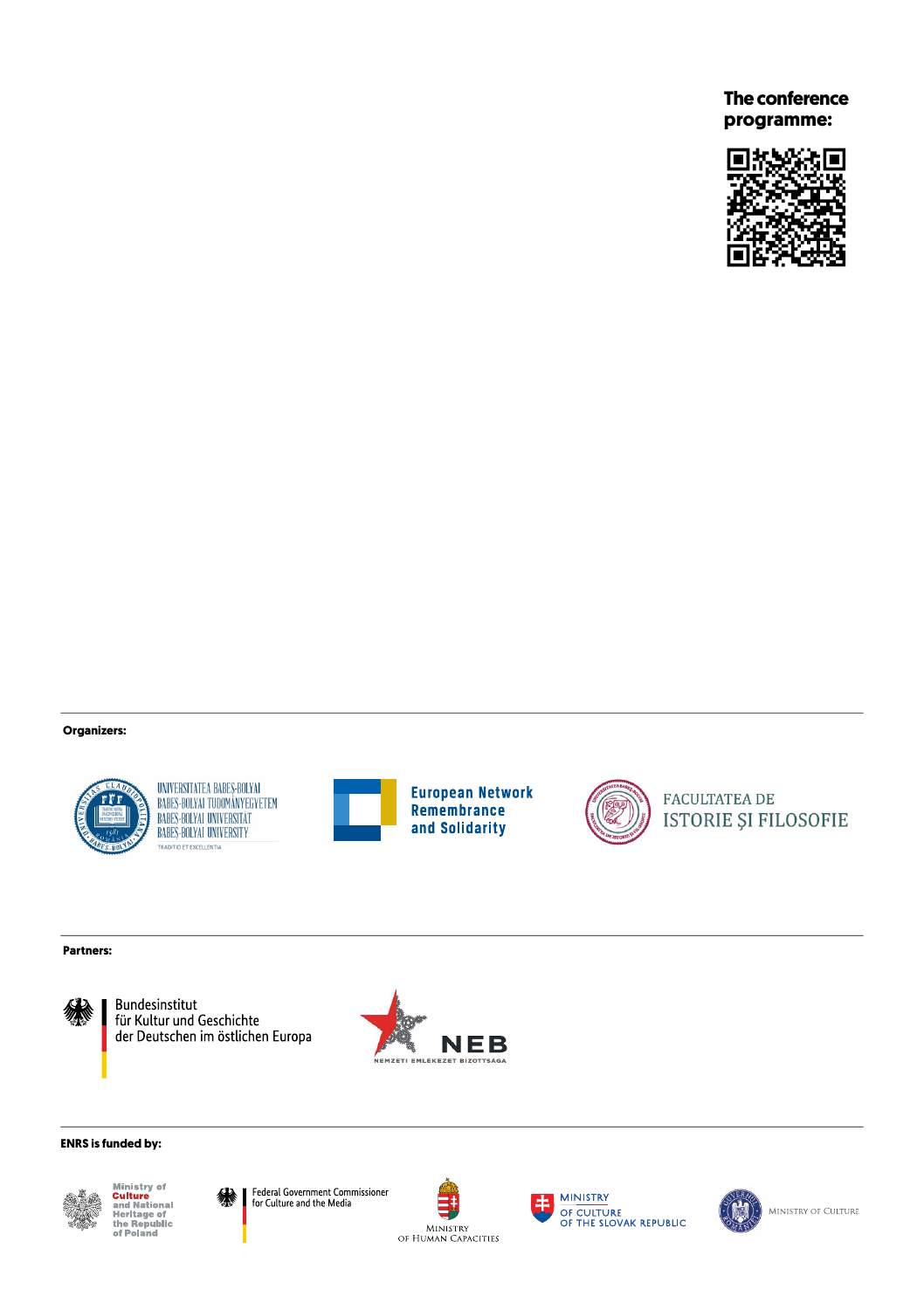**The conference programme:**

**Organizers:**

UNIVERSITATEA BABEȘ-BOLYAI
BABEȘ-BOLYAI TUDOMÁNYEGYETEM
BABEȘ-BOLYAI UNIVERSITÄT
BABEȘ-BOLYAI UNIVERSITY
TRADITIO ET EXCELLENTIA

European Network Remembrance and Solidarity

FACULTATEA DE ISTORIE ȘI FILOSOFIE

**Partners:**

Bundesinstitut für Kultur und Geschichte der Deutschen im östlichen Europa

NEB
NEMZETI EMLÉKEZET BIZOTTSÁGA

**ENRS is funded by:**

Ministry of Culture and National Heritage of the Republic of Poland

Federal Government Commissioner for Culture and the Media

Ministry of Human Capacities

Ministry of Culture of the Slovak Republic

Ministry of Culture